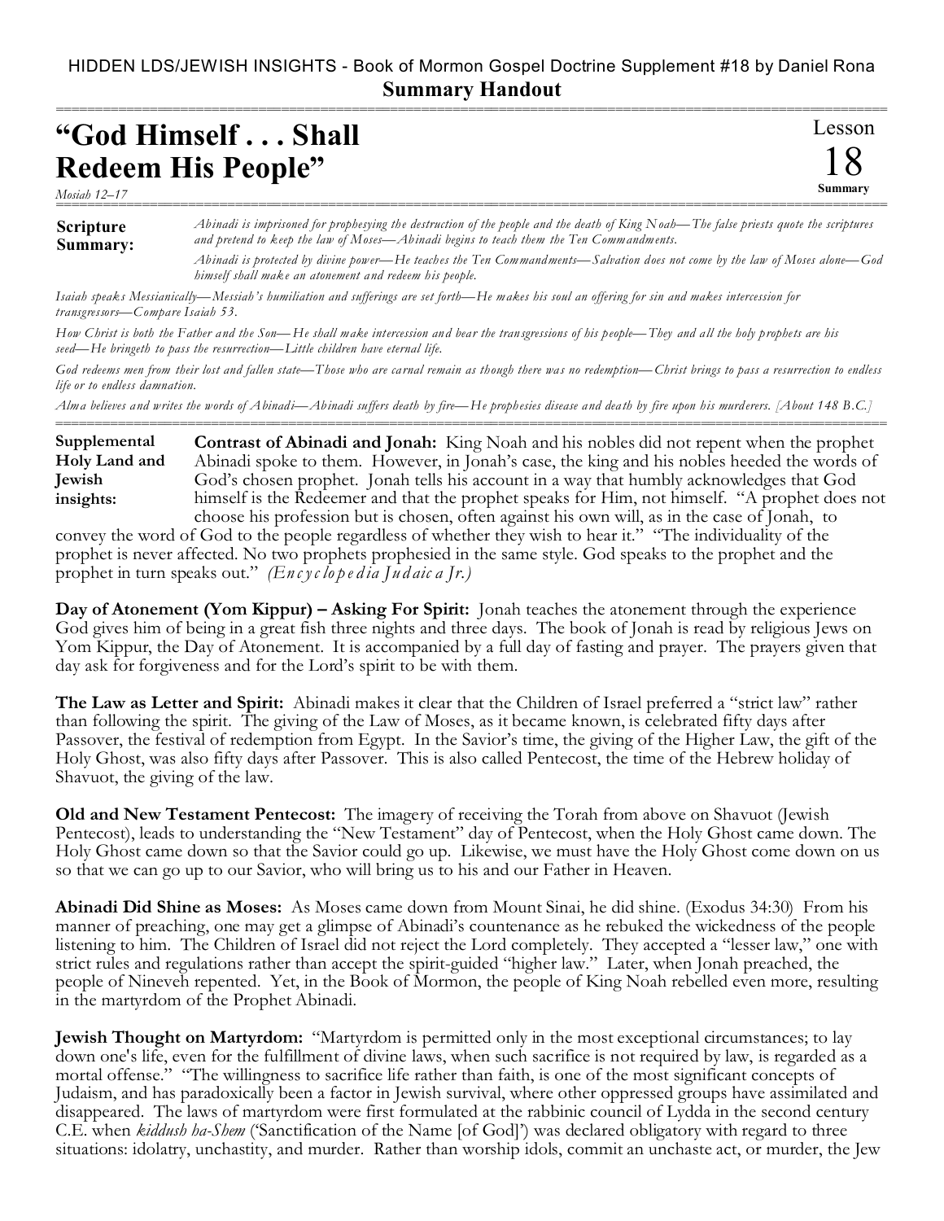HIDDEN LDS/JEWISH INSIGHTS - Book of Mormon Gospel Doctrine Supplement #18 by Daniel Rona

**Summary Handout**

# "God Himself . . . Shall Redeem His People"

*Mosiah 12–17*

Lesson 18 Summary

**Scripture Summary:**

*Abinadi is imprisoned for prophesying the destruction of the people and the death of King Noah—The false priests quote the scriptures and pretend to keep the law of Moses—Abinadi begins to teach them the Ten Commandments.*

*Abinadi is protected by divine power—He teaches the Ten Commandments—Salvation does not come by the law of Moses alone—God himself shall make an atonement and redeem his people.*

*Isaiah speaks Messianically—Messiah's humiliation and sufferings are set forth—He makes his soul an offering for sin and makes intercession for transgressors—Compare Isaiah 53.*

*How Christ is both the Father and the Son—He shall make intercession and bear the transgressions of his people—They and all the holy prophets are his seed—He bringeth to pass the resurrection—Little children have eternal life.*

*God redeems men from their lost and fallen state—Those who are carnal remain as though there was no redemption—Christ brings to pass a resurrection to endless life or to endless damnation.*

*Alma believes and writes the words of Abinadi—Abinadi suffers death by fire—He prophesies disease and death by fire upon his murderers. [About 148 B.C.]*

**Supplemental Holy Land and Jewish insights:**

**Contrast of Abinadi and Jonah:** King Noah and his nobles did not repent when the prophet Abinadi spoke to them. However, in Jonah's case, the king and his nobles heeded the words of God's chosen prophet. Jonah tells his account in a way that humbly acknowledges that God himself is the Redeemer and that the prophet speaks for Him, not himself. "A prophet does not choose his profession but is chosen, often against his own will, as in the case of Jonah, to convey the word of God to the people regardless of whether they wish to hear it." "The individuality of the prophet is never affected. No two prophets prophesied in the same style. God speaks to the prophet and the prophet in turn speaks out." *(Encyclopedia Judaica Jr.)*

**Day of Atonement (Yom Kippur) – Asking For Spirit:** Jonah teaches the atonement through the experience God gives him of being in a great fish three nights and three days. The book of Jonah is read by religious Jews on Yom Kippur, the Day of Atonement. It is accompanied by a full day of fasting and prayer. The prayers given that day ask for forgiveness and for the Lord's spirit to be with them.

**The Law as Letter and Spirit:** Abinadi makes it clear that the Children of Israel preferred a "strict law" rather than following the spirit. The giving of the Law of Moses, as it became known, is celebrated fifty days after Passover, the festival of redemption from Egypt. In the Savior's time, the giving of the Higher Law, the gift of the Holy Ghost, was also fifty days after Passover. This is also called Pentecost, the time of the Hebrew holiday of Shavuot, the giving of the law.

**Old and New Testament Pentecost:** The imagery of receiving the Torah from above on Shavuot (Jewish Pentecost), leads to understanding the "New Testament" day of Pentecost, when the Holy Ghost came down. The Holy Ghost came down so that the Savior could go up. Likewise, we must have the Holy Ghost come down on us so that we can go up to our Savior, who will bring us to his and our Father in Heaven.

**Abinadi Did Shine as Moses:** As Moses came down from Mount Sinai, he did shine. (Exodus 34:30) From his manner of preaching, one may get a glimpse of Abinadi's countenance as he rebuked the wickedness of the people listening to him. The Children of Israel did not reject the Lord completely. They accepted a "lesser law," one with strict rules and regulations rather than accept the spirit-guided "higher law." Later, when Jonah preached, the people of Nineveh repented. Yet, in the Book of Mormon, the people of King Noah rebelled even more, resulting in the martyrdom of the Prophet Abinadi.

**Jewish Thought on Martyrdom:** "Martyrdom is permitted only in the most exceptional circumstances; to lay down one's life, even for the fulfillment of divine laws, when such sacrifice is not required by law, is regarded as a mortal offense." "The willingness to sacrifice life rather than faith, is one of the most significant concepts of Judaism, and has paradoxically been a factor in Jewish survival, where other oppressed groups have assimilated and disappeared. The laws of martyrdom were first formulated at the rabbinic council of Lydda in the second century C.E. when *kiddush ha-Shem* ('Sanctification of the Name [of God]') was declared obligatory with regard to three situations: idolatry, unchastity, and murder. Rather than worship idols, commit an unchaste act, or murder, the Jew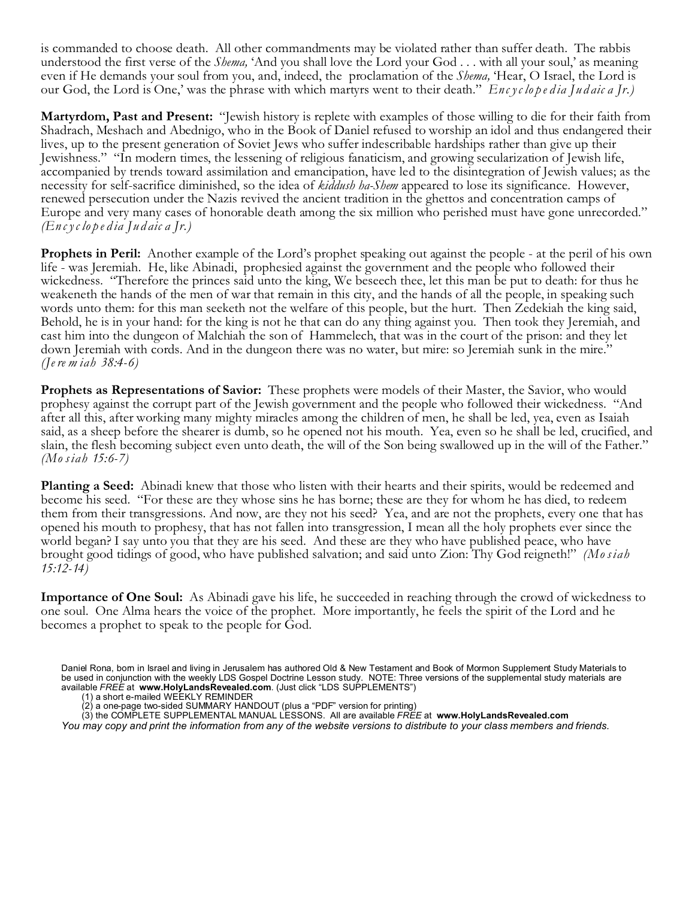is commanded to choose death. All other commandments may be violated rather than suffer death. The rabbis understood the first verse of the *Shema,* 'And you shall love the Lord your God . . . with all your soul,' as meaning even if He demands your soul from you, and, indeed, the proclamation of the *Shema,* 'Hear, O Israel, the Lord is our God, the Lord is One,' was the phrase with which martyrs went to their death." *Encyclopedia Judaica Jr.)*

**Martyrdom, Past and Present:** "Jewish history is replete with examples of those willing to die for their faith from Shadrach, Meshach and Abednigo, who in the Book of Daniel refused to worship an idol and thus endangered their lives, up to the present generation of Soviet Jews who suffer indescribable hardships rather than give up their Jewishness." "In modern times, the lessening of religious fanaticism, and growing secularization of Jewish life, accompanied by trends toward assimilation and emancipation, have led to the disintegration of Jewish values; as the necessity for self-sacrifice diminished, so the idea of *kiddush ha-Shem* appeared to lose its significance. However, renewed persecution under the Nazis revived the ancient tradition in the ghettos and concentration camps of Europe and very many cases of honorable death among the six million who perished must have gone unrecorded." *(Encyclopedia Judaica Jr.)*

**Prophets in Peril:** Another example of the Lord's prophet speaking out against the people - at the peril of his own life - was Jeremiah. He, like Abinadi, prophesied against the government and the people who followed their wickedness. "Therefore the princes said unto the king, We beseech thee, let this man be put to death: for thus he weakeneth the hands of the men of war that remain in this city, and the hands of all the people, in speaking such words unto them: for this man seeketh not the welfare of this people, but the hurt. Then Zedekiah the king said, Behold, he is in your hand: for the king is not he that can do any thing against you. Then took they Jeremiah, and cast him into the dungeon of Malchiah the son of Hammelech, that was in the court of the prison: and they let down Jeremiah with cords. And in the dungeon there was no water, but mire: so Jeremiah sunk in the mire." *(Jeremiah 38:4-6)*

**Prophets as Representations of Savior:** These prophets were models of their Master, the Savior, who would prophesy against the corrupt part of the Jewish government and the people who followed their wickedness. "And after all this, after working many mighty miracles among the children of men, he shall be led, yea, even as Isaiah said, as a sheep before the shearer is dumb, so he opened not his mouth. Yea, even so he shall be led, crucified, and slain, the flesh becoming subject even unto death, the will of the Son being swallowed up in the will of the Father." *(Mosiah 15:6-7)*

**Planting a Seed:** Abinadi knew that those who listen with their hearts and their spirits, would be redeemed and become his seed. "For these are they whose sins he has borne; these are they for whom he has died, to redeem them from their transgressions. And now, are they not his seed? Yea, and are not the prophets, every one that has opened his mouth to prophesy, that has not fallen into transgression, I mean all the holy prophets ever since the world began? I say unto you that they are his seed. And these are they who have published peace, who have brought good tidings of good, who have published salvation; and said unto Zion: Thy God reigneth!" *(Mosiah 15:12-14)*

**Importance of One Soul:** As Abinadi gave his life, he succeeded in reaching through the crowd of wickedness to one soul. One Alma hears the voice of the prophet. More importantly, he feels the spirit of the Lord and he becomes a prophet to speak to the people for God.

Daniel Rona, born in Israel and living in Jerusalem has authored Old & New Testament and Book of Mormon Supplement Study Materials to be used in conjunction with the weekly LDS Gospel Doctrine Lesson study. NOTE: Three versions of the supplemental study materials are available *FREE* at **www.HolyLandsRevealed.com**. (Just click "LDS SUPPLEMENTS")

(1) a short e-mailed WEEKLY REMINDER
(2) a one-page two-sided SUMMARY HANDOUT (plus a "PDF" version for printing)
(3) the COMPLETE SUPPLEMENTAL MANUAL LESSONS. All are available *FREE* at **www.HolyLandsRevealed.com**

*You may copy and print the information from any of the website versions to distribute to your class members and friends.*